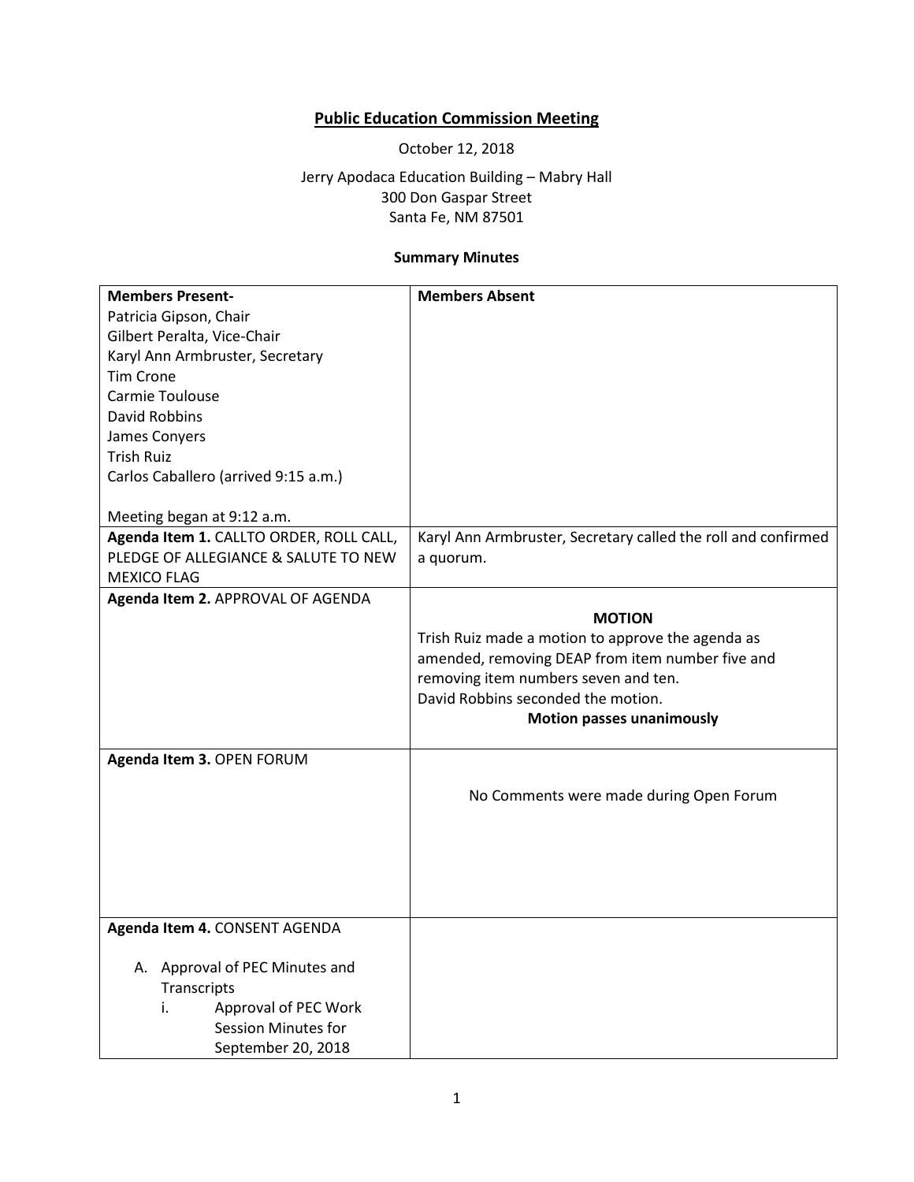# Public Education Commission Meeting

October 12, 2018

Jerry Apodaca Education Building – Mabry Hall
300 Don Gaspar Street
Santa Fe, NM 87501

**Summary Minutes**

| **Members Present-** | **Members Absent** |
| --- | --- |
| Patricia Gipson, Chair<br>Gilbert Peralta, Vice-Chair<br>Karyl Ann Armbruster, Secretary<br>Tim Crone<br>Carmie Toulouse<br>David Robbins<br>James Conyers<br>Trish Ruiz<br>Carlos Caballero (arrived 9:15 a.m.)<br><br>Meeting began at 9:12 a.m. | |
| **Agenda Item 1.** CALLTO ORDER, ROLL CALL, PLEDGE OF ALLEGIANCE & SALUTE TO NEW MEXICO FLAG | Karyl Ann Armbruster, Secretary called the roll and confirmed a quorum. |
| **Agenda Item 2.** APPROVAL OF AGENDA | **MOTION**<br>Trish Ruiz made a motion to approve the agenda as amended, removing DEAP from item number five and removing item numbers seven and ten.<br>David Robbins seconded the motion.<br>**Motion passes unanimously** |
| **Agenda Item 3.** OPEN FORUM | No Comments were made during Open Forum |
| **Agenda Item 4.** CONSENT AGENDA<br><br>A. Approval of PEC Minutes and Transcripts<br>i. Approval of PEC Work Session Minutes for September 20, 2018 | |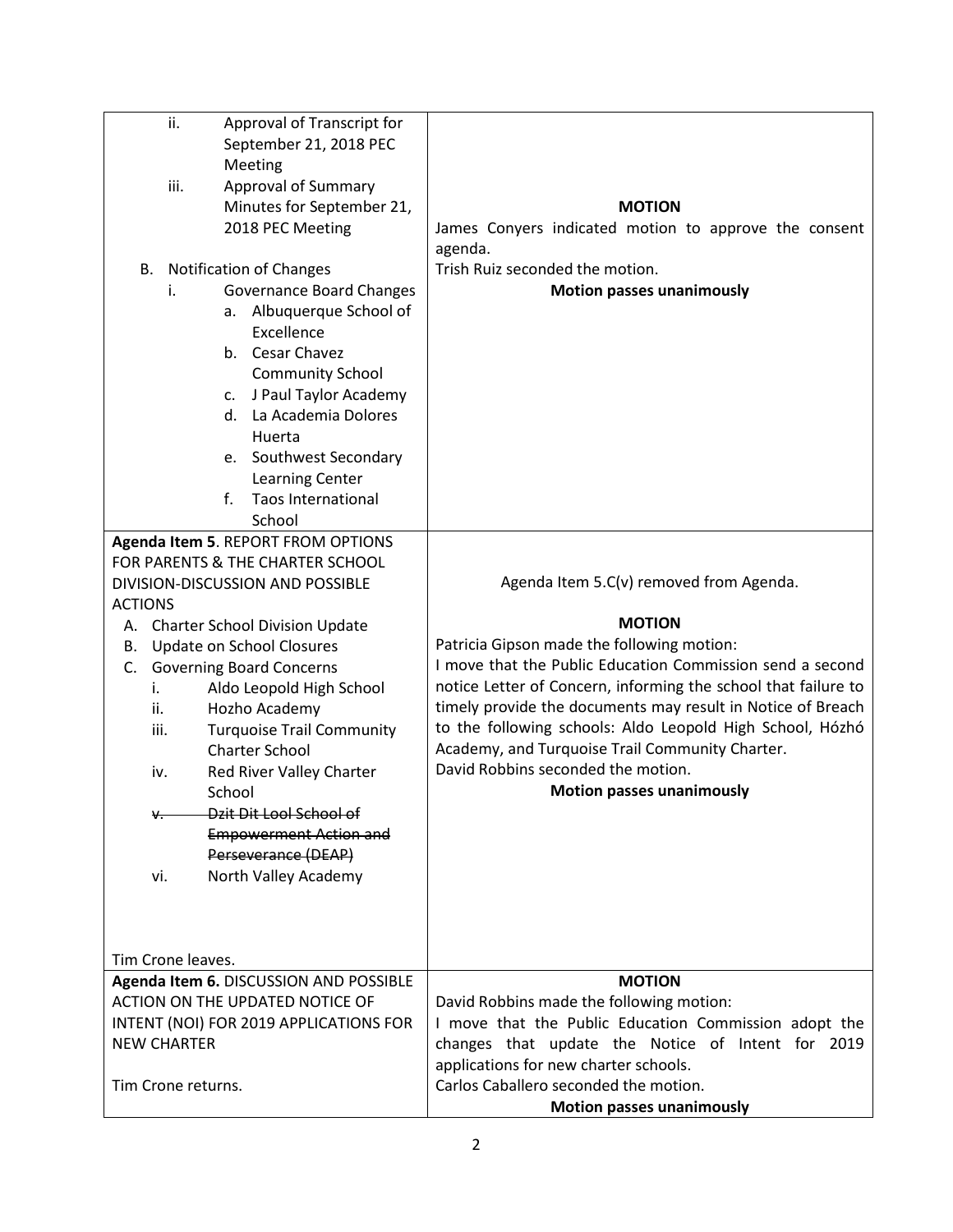| | |
|---|---|
| ii. Approval of Transcript for September 21, 2018 PEC Meeting<br>iii. Approval of Summary Minutes for September 21, 2018 PEC Meeting<br><br>B. Notification of Changes<br>i. Governance Board Changes<br>a. Albuquerque School of Excellence<br>b. Cesar Chavez Community School<br>c. J Paul Taylor Academy<br>d. La Academia Dolores Huerta<br>e. Southwest Secondary Learning Center<br>f. Taos International School | **MOTION**<br>James Conyers indicated motion to approve the consent agenda.<br>Trish Ruiz seconded the motion.<br>**Motion passes unanimously** |
| **Agenda Item 5**. REPORT FROM OPTIONS FOR PARENTS & THE CHARTER SCHOOL DIVISION-DISCUSSION AND POSSIBLE ACTIONS<br>A. Charter School Division Update<br>B. Update on School Closures<br>C. Governing Board Concerns<br>i. Aldo Leopold High School<br>ii. Hozho Academy<br>iii. Turquoise Trail Community Charter School<br>iv. Red River Valley Charter School<br>~~v. Dzit Dit Lool School of Empowerment Action and Perseverance (DEAP)~~<br>vi. North Valley Academy<br><br>Tim Crone leaves. | Agenda Item 5.C(v) removed from Agenda.<br><br>**MOTION**<br>Patricia Gipson made the following motion:<br>I move that the Public Education Commission send a second notice Letter of Concern, informing the school that failure to timely provide the documents may result in Notice of Breach to the following schools: Aldo Leopold High School, Hózhó Academy, and Turquoise Trail Community Charter.<br>David Robbins seconded the motion.<br>**Motion passes unanimously** |
| **Agenda Item 6.** DISCUSSION AND POSSIBLE ACTION ON THE UPDATED NOTICE OF INTENT (NOI) FOR 2019 APPLICATIONS FOR NEW CHARTER<br><br>Tim Crone returns. | **MOTION**<br>David Robbins made the following motion:<br>I move that the Public Education Commission adopt the changes that update the Notice of Intent for 2019 applications for new charter schools.<br>Carlos Caballero seconded the motion.<br>**Motion passes unanimously** |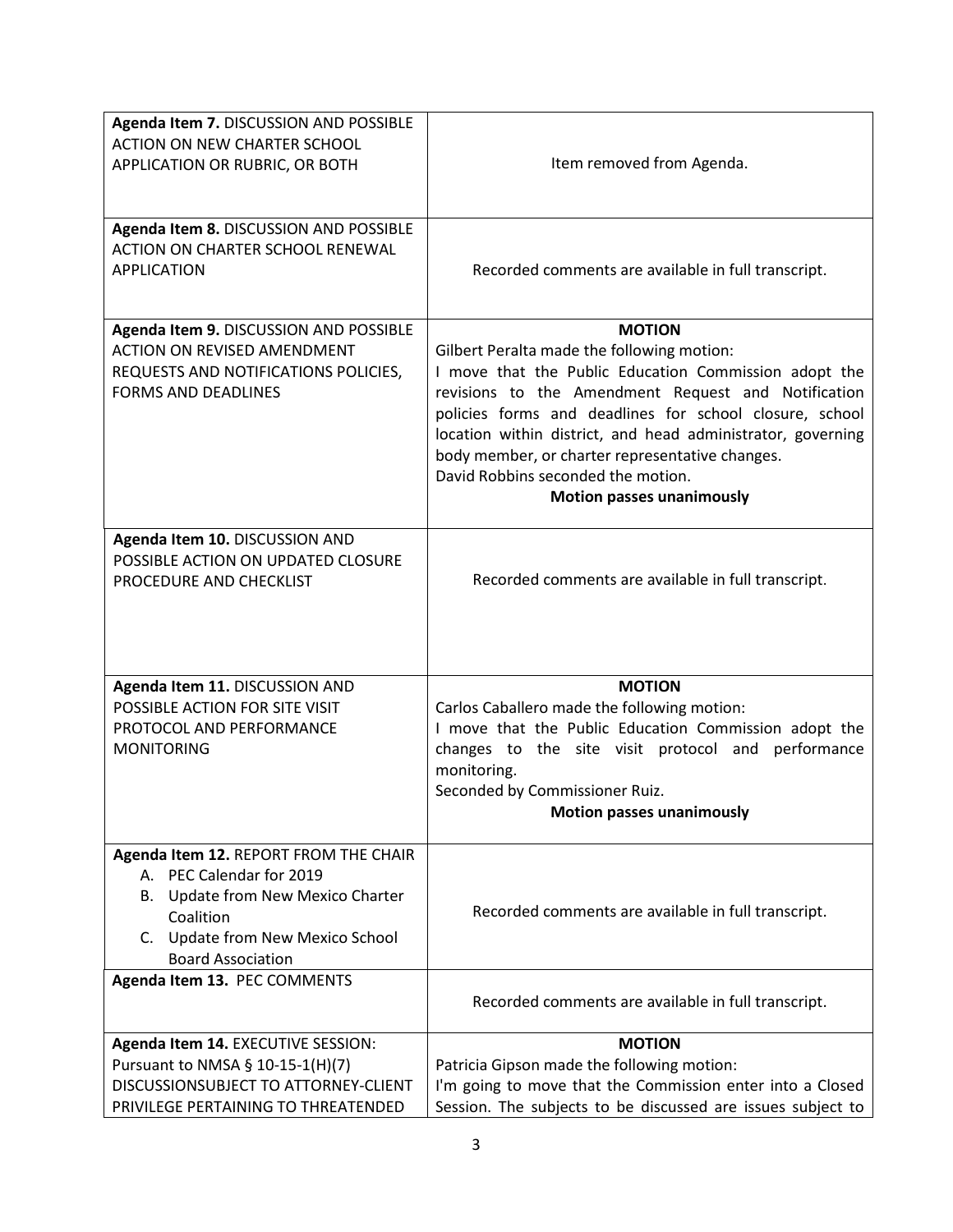| | |
|---|---|
| **Agenda Item 7.** DISCUSSION AND POSSIBLE ACTION ON NEW CHARTER SCHOOL APPLICATION OR RUBRIC, OR BOTH | Item removed from Agenda. |
| **Agenda Item 8.** DISCUSSION AND POSSIBLE ACTION ON CHARTER SCHOOL RENEWAL APPLICATION | Recorded comments are available in full transcript. |
| **Agenda Item 9.** DISCUSSION AND POSSIBLE ACTION ON REVISED AMENDMENT REQUESTS AND NOTIFICATIONS POLICIES, FORMS AND DEADLINES | **MOTION**<br>Gilbert Peralta made the following motion:<br>I move that the Public Education Commission adopt the revisions to the Amendment Request and Notification policies forms and deadlines for school closure, school location within district, and head administrator, governing body member, or charter representative changes.<br>David Robbins seconded the motion.<br>**Motion passes unanimously** |
| **Agenda Item 10.** DISCUSSION AND POSSIBLE ACTION ON UPDATED CLOSURE PROCEDURE AND CHECKLIST | Recorded comments are available in full transcript. |
| **Agenda Item 11.** DISCUSSION AND POSSIBLE ACTION FOR SITE VISIT PROTOCOL AND PERFORMANCE MONITORING | **MOTION**<br>Carlos Caballero made the following motion:<br>I move that the Public Education Commission adopt the changes to the site visit protocol and performance monitoring.<br>Seconded by Commissioner Ruiz.<br>**Motion passes unanimously** |
| **Agenda Item 12.** REPORT FROM THE CHAIR<br>A. PEC Calendar for 2019<br>B. Update from New Mexico Charter Coalition<br>C. Update from New Mexico School Board Association | Recorded comments are available in full transcript. |
| **Agenda Item 13.** PEC COMMENTS | Recorded comments are available in full transcript. |
| **Agenda Item 14.** EXECUTIVE SESSION: Pursuant to NMSA § 10-15-1(H)(7) DISCUSSIONSUBJECT TO ATTORNEY-CLIENT PRIVILEGE PERTAINING TO THREATENDED | **MOTION**<br>Patricia Gipson made the following motion:<br>I'm going to move that the Commission enter into a Closed Session. The subjects to be discussed are issues subject to |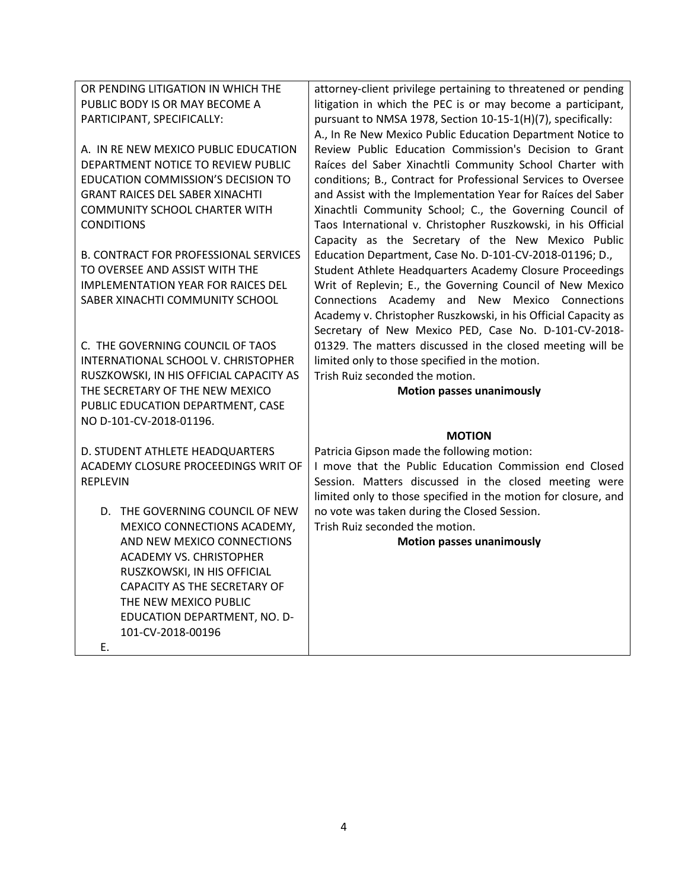| OR PENDING LITIGATION IN WHICH THE PUBLIC BODY IS OR MAY BECOME A PARTICIPANT, SPECIFICALLY:<br><br>A. IN RE NEW MEXICO PUBLIC EDUCATION DEPARTMENT NOTICE TO REVIEW PUBLIC EDUCATION COMMISSION'S DECISION TO GRANT RAICES DEL SABER XINACHTI COMMUNITY SCHOOL CHARTER WITH CONDITIONS<br><br>B. CONTRACT FOR PROFESSIONAL SERVICES TO OVERSEE AND ASSIST WITH THE IMPLEMENTATION YEAR FOR RAICES DEL SABER XINACHTI COMMUNITY SCHOOL<br><br>C. THE GOVERNING COUNCIL OF TAOS INTERNATIONAL SCHOOL V. CHRISTOPHER RUSZKOWSKI, IN HIS OFFICIAL CAPACITY AS THE SECRETARY OF THE NEW MEXICO PUBLIC EDUCATION DEPARTMENT, CASE NO D-101-CV-2018-01196.<br><br>D. STUDENT ATHLETE HEADQUARTERS ACADEMY CLOSURE PROCEEDINGS WRIT OF REPLEVIN<br><br>D. THE GOVERNING COUNCIL OF NEW MEXICO CONNECTIONS ACADEMY, AND NEW MEXICO CONNECTIONS ACADEMY VS. CHRISTOPHER RUSZKOWSKI, IN HIS OFFICIAL CAPACITY AS THE SECRETARY OF THE NEW MEXICO PUBLIC EDUCATION DEPARTMENT, NO. D-101-CV-2018-00196<br><br>E. | attorney-client privilege pertaining to threatened or pending litigation in which the PEC is or may become a participant, pursuant to NMSA 1978, Section 10-15-1(H)(7), specifically: A., In Re New Mexico Public Education Department Notice to Review Public Education Commission's Decision to Grant Raíces del Saber Xinachtli Community School Charter with conditions; B., Contract for Professional Services to Oversee and Assist with the Implementation Year for Raíces del Saber Xinachtli Community School; C., the Governing Council of Taos International v. Christopher Ruszkowski, in his Official Capacity as the Secretary of the New Mexico Public Education Department, Case No. D-101-CV-2018-01196; D., Student Athlete Headquarters Academy Closure Proceedings Writ of Replevin; E., the Governing Council of New Mexico Connections Academy and New Mexico Connections Academy v. Christopher Ruszkowski, in his Official Capacity as Secretary of New Mexico PED, Case No. D-101-CV-2018-01329. The matters discussed in the closed meeting will be limited only to those specified in the motion.<br>Trish Ruiz seconded the motion.<br>**Motion passes unanimously**<br><br>**MOTION**<br>Patricia Gipson made the following motion:<br>I move that the Public Education Commission end Closed Session. Matters discussed in the closed meeting were limited only to those specified in the motion for closure, and no vote was taken during the Closed Session.<br>Trish Ruiz seconded the motion.<br>**Motion passes unanimously** |
|---|---|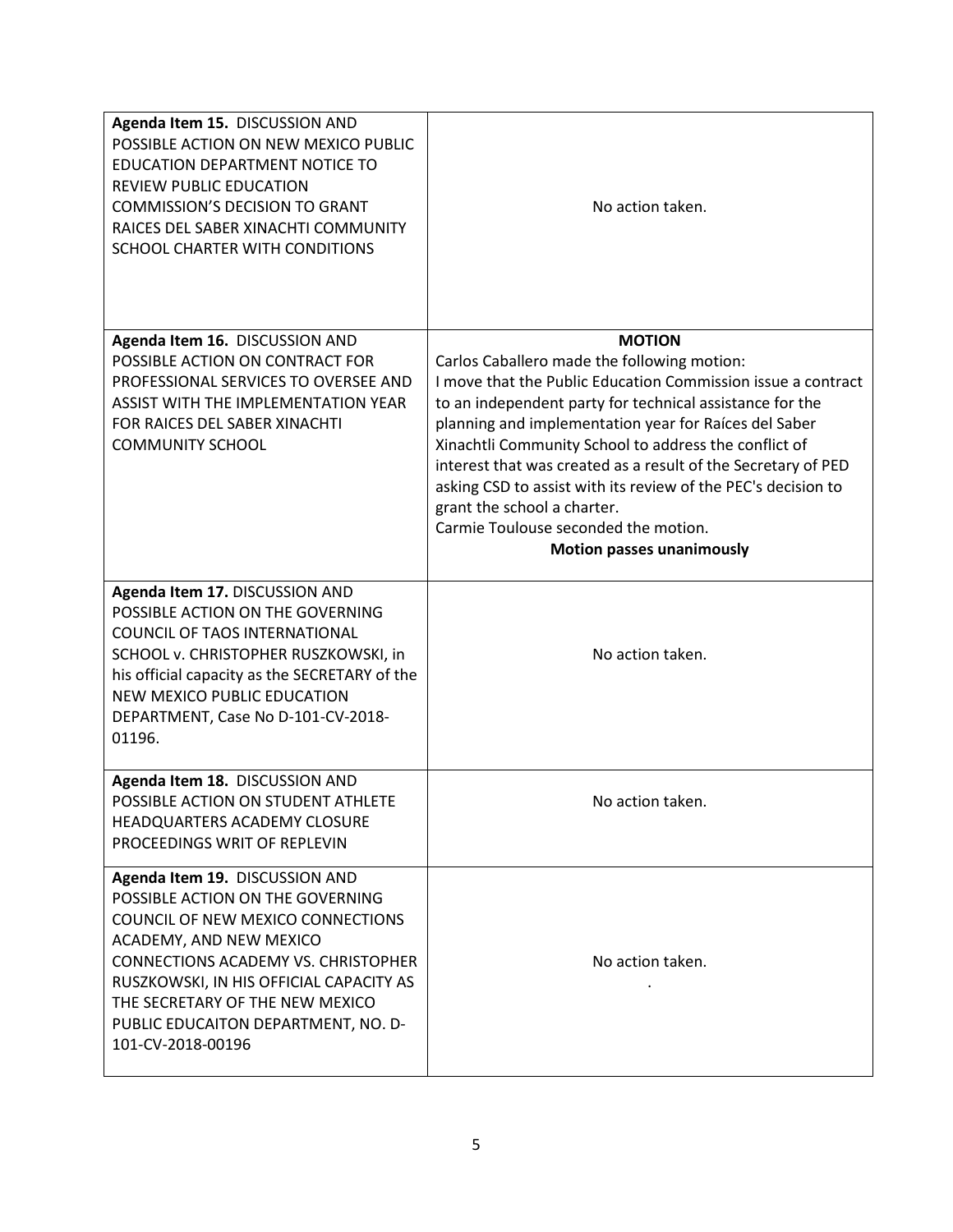| | |
|---|---|
| **Agenda Item 15.** DISCUSSION AND POSSIBLE ACTION ON NEW MEXICO PUBLIC EDUCATION DEPARTMENT NOTICE TO REVIEW PUBLIC EDUCATION COMMISSION'S DECISION TO GRANT RAICES DEL SABER XINACHTI COMMUNITY SCHOOL CHARTER WITH CONDITIONS | No action taken. |
| **Agenda Item 16.** DISCUSSION AND POSSIBLE ACTION ON CONTRACT FOR PROFESSIONAL SERVICES TO OVERSEE AND ASSIST WITH THE IMPLEMENTATION YEAR FOR RAICES DEL SABER XINACHTI COMMUNITY SCHOOL | **MOTION**<br>Carlos Caballero made the following motion:<br>I move that the Public Education Commission issue a contract to an independent party for technical assistance for the planning and implementation year for Raíces del Saber Xinachtli Community School to address the conflict of interest that was created as a result of the Secretary of PED asking CSD to assist with its review of the PEC's decision to grant the school a charter.<br>Carmie Toulouse seconded the motion.<br>**Motion passes unanimously** |
| **Agenda Item 17.** DISCUSSION AND POSSIBLE ACTION ON THE GOVERNING COUNCIL OF TAOS INTERNATIONAL SCHOOL v. CHRISTOPHER RUSZKOWSKI, in his official capacity as the SECRETARY of the NEW MEXICO PUBLIC EDUCATION DEPARTMENT, Case No D-101-CV-2018-01196. | No action taken. |
| **Agenda Item 18.** DISCUSSION AND POSSIBLE ACTION ON STUDENT ATHLETE HEADQUARTERS ACADEMY CLOSURE PROCEEDINGS WRIT OF REPLEVIN | No action taken. |
| **Agenda Item 19.** DISCUSSION AND POSSIBLE ACTION ON THE GOVERNING COUNCIL OF NEW MEXICO CONNECTIONS ACADEMY, AND NEW MEXICO CONNECTIONS ACADEMY VS. CHRISTOPHER RUSZKOWSKI, IN HIS OFFICIAL CAPACITY AS THE SECRETARY OF THE NEW MEXICO PUBLIC EDUCAITON DEPARTMENT, NO. D-101-CV-2018-00196 | No action taken.<br>. |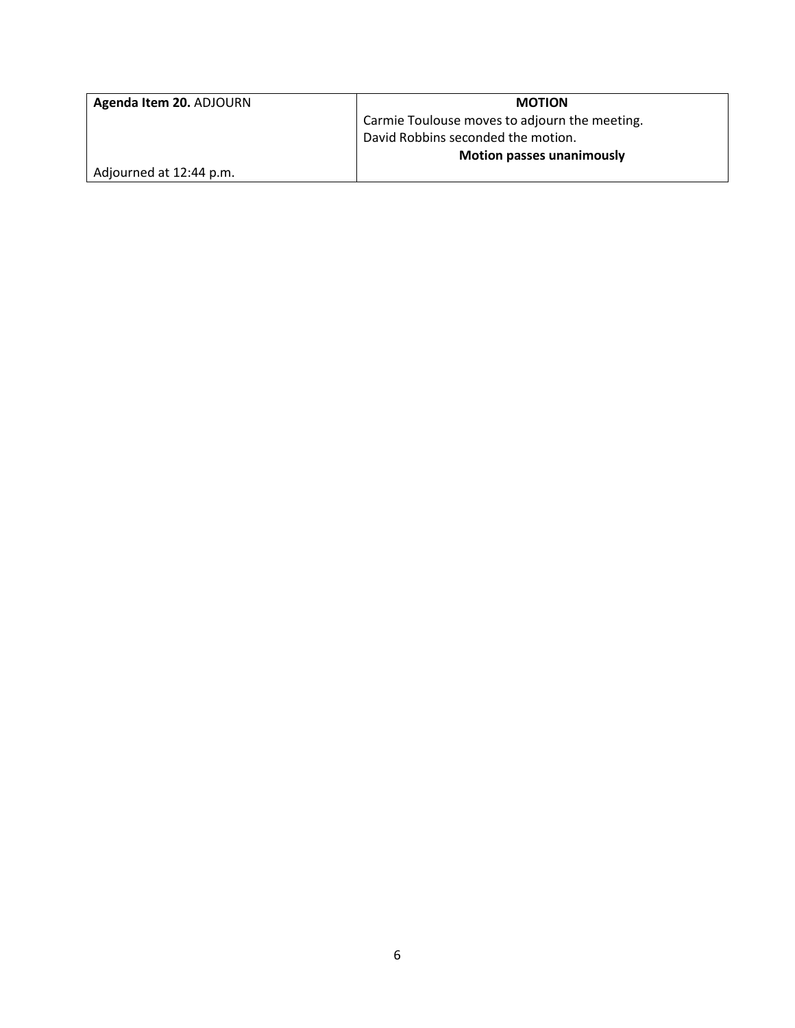| | |
|---|---|
| **Agenda Item 20.** ADJOURN<br><br><br><br>Adjourned at 12:44 p.m. | **MOTION**<br>Carmie Toulouse moves to adjourn the meeting.<br>David Robbins seconded the motion.<br>**Motion passes unanimously** |